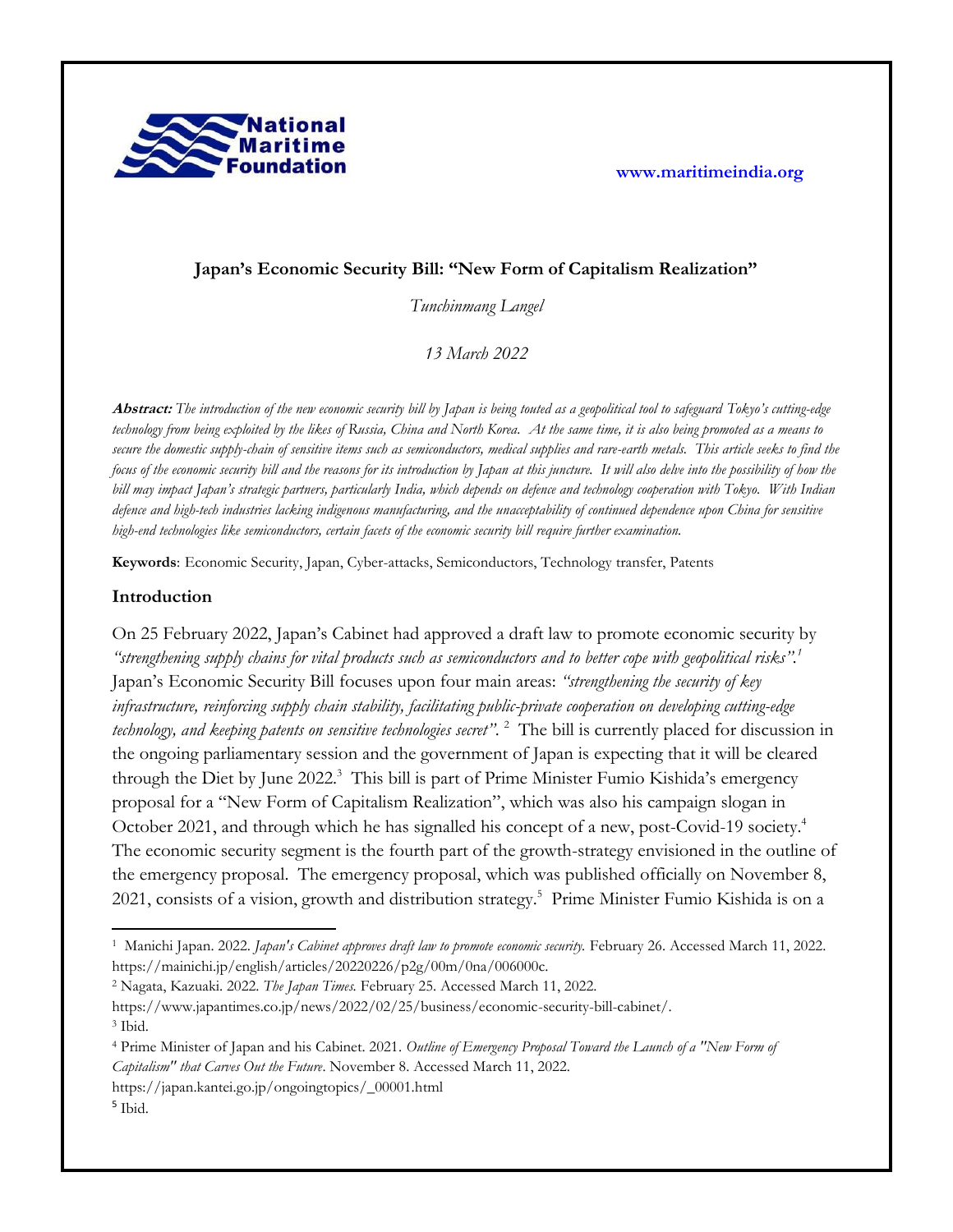# Japan's Economic Security Bill: "New Form of Capitalism Realization"

*Tunchinmang Langel*

*13 March 2022*

**Abstract:** *The introduction of the new economic security bill by Japan is being touted as a geopolitical tool to safeguard Tokyo's cutting-edge technology from being exploited by the likes of Russia, China and North Korea. At the same time, it is also being promoted as a means to secure the domestic supply-chain of sensitive items such as semiconductors, medical supplies and rare-earth metals. This article seeks to find the focus of the economic security bill and the reasons for its introduction by Japan at this juncture. It will also delve into the possibility of how the bill may impact Japan's strategic partners, particularly India, which depends on defence and technology cooperation with Tokyo. With Indian defence and high-tech industries lacking indigenous manufacturing, and the unacceptability of continued dependence upon China for sensitive high-end technologies like semiconductors, certain facets of the economic security bill require further examination.*

**Keywords**: Economic Security, Japan, Cyber-attacks, Semiconductors, Technology transfer, Patents

## Introduction

On 25 February 2022, Japan's Cabinet had approved a draft law to promote economic security by *"strengthening supply chains for vital products such as semiconductors and to better cope with geopolitical risks"*.[1] Japan's Economic Security Bill focuses upon four main areas: *"strengthening the security of key infrastructure, reinforcing supply chain stability, facilitating public-private cooperation on developing cutting-edge technology, and keeping patents on sensitive technologies secret"*.[2] The bill is currently placed for discussion in the ongoing parliamentary session and the government of Japan is expecting that it will be cleared through the Diet by June 2022.[3] This bill is part of Prime Minister Fumio Kishida's emergency proposal for a "New Form of Capitalism Realization", which was also his campaign slogan in October 2021, and through which he has signalled his concept of a new, post-Covid-19 society.[4] The economic security segment is the fourth part of the growth-strategy envisioned in the outline of the emergency proposal. The emergency proposal, which was published officially on November 8, 2021, consists of a vision, growth and distribution strategy.[5] Prime Minister Fumio Kishida is on a

---

[1] Manichi Japan. 2022. *Japan's Cabinet approves draft law to promote economic security.* February 26. Accessed March 11, 2022. https://mainichi.jp/english/articles/20220226/p2g/00m/0na/006000c.

[2] Nagata, Kazuaki. 2022. *The Japan Times.* February 25. Accessed March 11, 2022. https://www.japantimes.co.jp/news/2022/02/25/business/economic-security-bill-cabinet/.

[3] Ibid.

[4] Prime Minister of Japan and his Cabinet. 2021. *Outline of Emergency Proposal Toward the Launch of a "New Form of Capitalism" that Carves Out the Future*. November 8. Accessed March 11, 2022. https://japan.kantei.go.jp/ongoingtopics/_00001.html

[5] Ibid.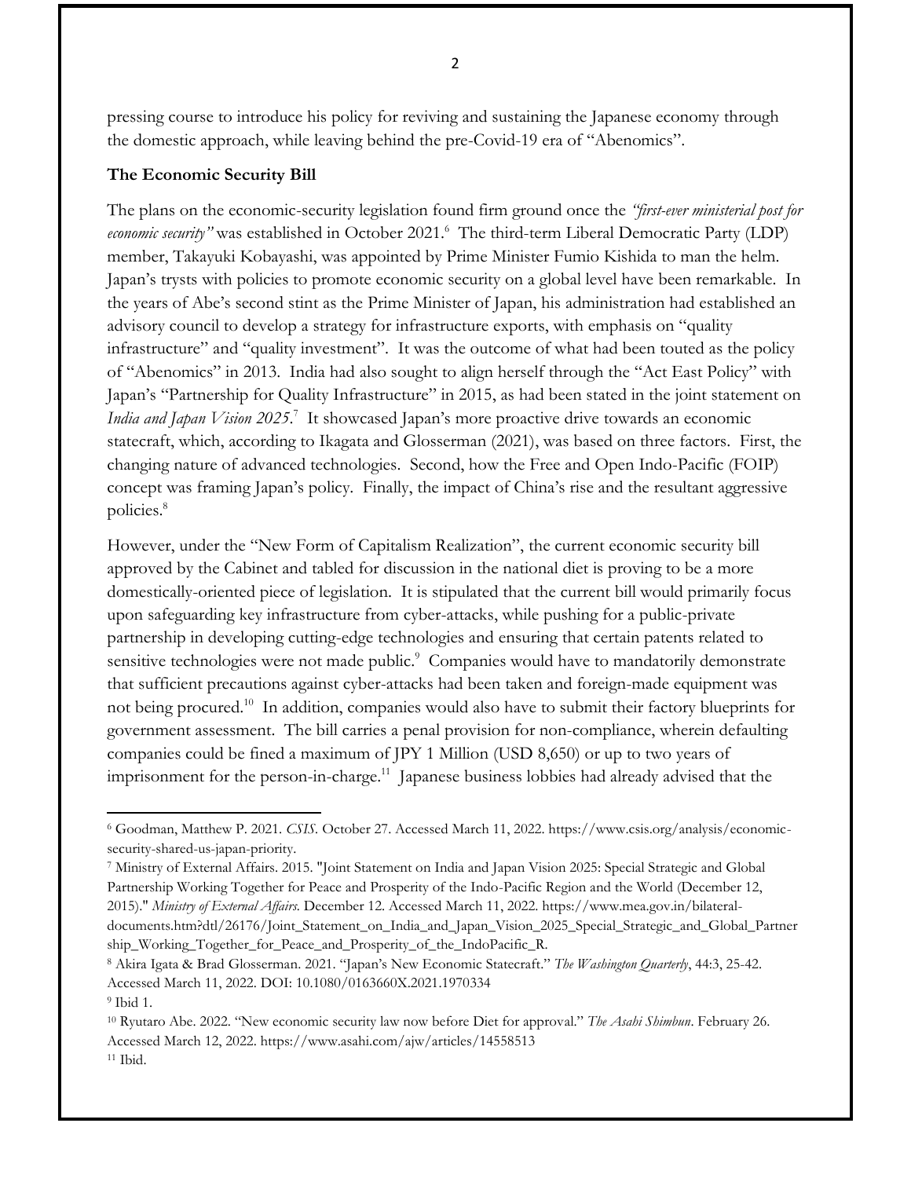pressing course to introduce his policy for reviving and sustaining the Japanese economy through the domestic approach, while leaving behind the pre-Covid-19 era of "Abenomics".

**The Economic Security Bill**

The plans on the economic-security legislation found firm ground once the *"first-ever ministerial post for economic security"* was established in October 2021.[6] The third-term Liberal Democratic Party (LDP) member, Takayuki Kobayashi, was appointed by Prime Minister Fumio Kishida to man the helm. Japan's trysts with policies to promote economic security on a global level have been remarkable. In the years of Abe's second stint as the Prime Minister of Japan, his administration had established an advisory council to develop a strategy for infrastructure exports, with emphasis on "quality infrastructure" and "quality investment". It was the outcome of what had been touted as the policy of "Abenomics" in 2013. India had also sought to align herself through the "Act East Policy" with Japan's "Partnership for Quality Infrastructure" in 2015, as had been stated in the joint statement on *India and Japan Vision 2025*.[7] It showcased Japan's more proactive drive towards an economic statecraft, which, according to Ikagata and Glosserman (2021), was based on three factors. First, the changing nature of advanced technologies. Second, how the Free and Open Indo-Pacific (FOIP) concept was framing Japan's policy. Finally, the impact of China's rise and the resultant aggressive policies.[8]

However, under the "New Form of Capitalism Realization", the current economic security bill approved by the Cabinet and tabled for discussion in the national diet is proving to be a more domestically-oriented piece of legislation. It is stipulated that the current bill would primarily focus upon safeguarding key infrastructure from cyber-attacks, while pushing for a public-private partnership in developing cutting-edge technologies and ensuring that certain patents related to sensitive technologies were not made public.[9] Companies would have to mandatorily demonstrate that sufficient precautions against cyber-attacks had been taken and foreign-made equipment was not being procured.[10] In addition, companies would also have to submit their factory blueprints for government assessment. The bill carries a penal provision for non-compliance, wherein defaulting companies could be fined a maximum of JPY 1 Million (USD 8,650) or up to two years of imprisonment for the person-in-charge.[11] Japanese business lobbies had already advised that the

---

[6] Goodman, Matthew P. 2021. *CSIS*. October 27. Accessed March 11, 2022. https://www.csis.org/analysis/economic-security-shared-us-japan-priority.

[7] Ministry of External Affairs. 2015. "Joint Statement on India and Japan Vision 2025: Special Strategic and Global Partnership Working Together for Peace and Prosperity of the Indo-Pacific Region and the World (December 12, 2015)." *Ministry of External Affairs*. December 12. Accessed March 11, 2022. https://www.mea.gov.in/bilateral-documents.htm?dtl/26176/Joint_Statement_on_India_and_Japan_Vision_2025_Special_Strategic_and_Global_Partnership_Working_Together_for_Peace_and_Prosperity_of_the_IndoPacific_R.

[8] Akira Igata & Brad Glosserman. 2021. "Japan's New Economic Statecraft." *The Washington Quarterly*, 44:3, 25-42. Accessed March 11, 2022. DOI: 10.1080/0163660X.2021.1970334

[9] Ibid 1.

[10] Ryutaro Abe. 2022. "New economic security law now before Diet for approval." *The Asahi Shimbun*. February 26. Accessed March 12, 2022. https://www.asahi.com/ajw/articles/14558513

[11] Ibid.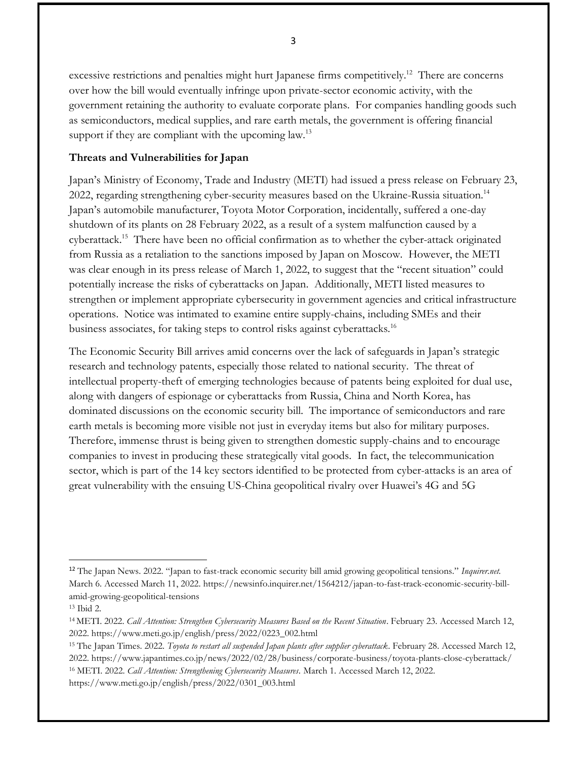excessive restrictions and penalties might hurt Japanese firms competitively.[12] There are concerns over how the bill would eventually infringe upon private-sector economic activity, with the government retaining the authority to evaluate corporate plans. For companies handling goods such as semiconductors, medical supplies, and rare earth metals, the government is offering financial support if they are compliant with the upcoming law.[13]

**Threats and Vulnerabilities for Japan**

Japan's Ministry of Economy, Trade and Industry (METI) had issued a press release on February 23, 2022, regarding strengthening cyber-security measures based on the Ukraine-Russia situation.[14] Japan's automobile manufacturer, Toyota Motor Corporation, incidentally, suffered a one-day shutdown of its plants on 28 February 2022, as a result of a system malfunction caused by a cyberattack.[15] There have been no official confirmation as to whether the cyber-attack originated from Russia as a retaliation to the sanctions imposed by Japan on Moscow. However, the METI was clear enough in its press release of March 1, 2022, to suggest that the "recent situation" could potentially increase the risks of cyberattacks on Japan. Additionally, METI listed measures to strengthen or implement appropriate cybersecurity in government agencies and critical infrastructure operations. Notice was intimated to examine entire supply-chains, including SMEs and their business associates, for taking steps to control risks against cyberattacks.[16]

The Economic Security Bill arrives amid concerns over the lack of safeguards in Japan's strategic research and technology patents, especially those related to national security. The threat of intellectual property-theft of emerging technologies because of patents being exploited for dual use, along with dangers of espionage or cyberattacks from Russia, China and North Korea, has dominated discussions on the economic security bill. The importance of semiconductors and rare earth metals is becoming more visible not just in everyday items but also for military purposes. Therefore, immense thrust is being given to strengthen domestic supply-chains and to encourage companies to invest in producing these strategically vital goods. In fact, the telecommunication sector, which is part of the 14 key sectors identified to be protected from cyber-attacks is an area of great vulnerability with the ensuing US-China geopolitical rivalry over Huawei's 4G and 5G

---

[12] The Japan News. 2022. "Japan to fast-track economic security bill amid growing geopolitical tensions." *Inquirer.net*. March 6. Accessed March 11, 2022. https://newsinfo.inquirer.net/1564212/japan-to-fast-track-economic-security-bill-amid-growing-geopolitical-tensions

[13] Ibid 2.

[14] METI. 2022. *Call Attention: Strengthen Cybersecurity Measures Based on the Recent Situation*. February 23. Accessed March 12, 2022. https://www.meti.go.jp/english/press/2022/0223_002.html

[15] The Japan Times. 2022. *Toyota to restart all suspended Japan plants after supplier cyberattack*. February 28. Accessed March 12, 2022. https://www.japantimes.co.jp/news/2022/02/28/business/corporate-business/toyota-plants-close-cyberattack/

[16] METI. 2022. *Call Attention: Strengthening Cybersecurity Measures*. March 1. Accessed March 12, 2022. https://www.meti.go.jp/english/press/2022/0301_003.html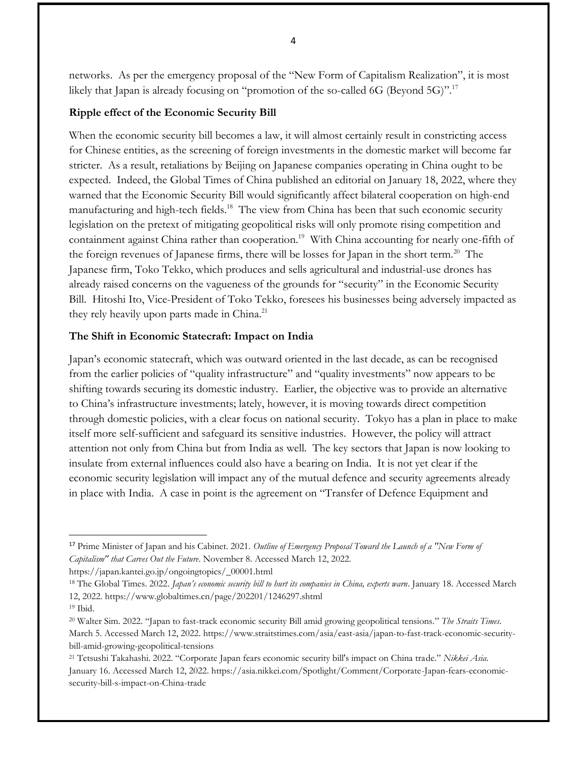networks. As per the emergency proposal of the "New Form of Capitalism Realization", it is most likely that Japan is already focusing on "promotion of the so-called 6G (Beyond 5G)".[17]

**Ripple effect of the Economic Security Bill**

When the economic security bill becomes a law, it will almost certainly result in constricting access for Chinese entities, as the screening of foreign investments in the domestic market will become far stricter. As a result, retaliations by Beijing on Japanese companies operating in China ought to be expected. Indeed, the Global Times of China published an editorial on January 18, 2022, where they warned that the Economic Security Bill would significantly affect bilateral cooperation on high-end manufacturing and high-tech fields.[18] The view from China has been that such economic security legislation on the pretext of mitigating geopolitical risks will only promote rising competition and containment against China rather than cooperation.[19] With China accounting for nearly one-fifth of the foreign revenues of Japanese firms, there will be losses for Japan in the short term.[20] The Japanese firm, Toko Tekko, which produces and sells agricultural and industrial-use drones has already raised concerns on the vagueness of the grounds for "security" in the Economic Security Bill. Hitoshi Ito, Vice-President of Toko Tekko, foresees his businesses being adversely impacted as they rely heavily upon parts made in China.[21]

**The Shift in Economic Statecraft: Impact on India**

Japan's economic statecraft, which was outward oriented in the last decade, as can be recognised from the earlier policies of "quality infrastructure" and "quality investments" now appears to be shifting towards securing its domestic industry. Earlier, the objective was to provide an alternative to China's infrastructure investments; lately, however, it is moving towards direct competition through domestic policies, with a clear focus on national security. Tokyo has a plan in place to make itself more self-sufficient and safeguard its sensitive industries. However, the policy will attract attention not only from China but from India as well. The key sectors that Japan is now looking to insulate from external influences could also have a bearing on India. It is not yet clear if the economic security legislation will impact any of the mutual defence and security agreements already in place with India. A case in point is the agreement on "Transfer of Defence Equipment and

---

[17] Prime Minister of Japan and his Cabinet. 2021. *Outline of Emergency Proposal Toward the Launch of a "New Form of Capitalism" that Carves Out the Future*. November 8. Accessed March 12, 2022. https://japan.kantei.go.jp/ongoingtopics/_00001.html

[18] The Global Times. 2022. *Japan's economic security bill to hurt its companies in China, experts warn*. January 18. Accessed March 12, 2022. https://www.globaltimes.cn/page/202201/1246297.shtml

[19] Ibid.

[20] Walter Sim. 2022. "Japan to fast-track economic security Bill amid growing geopolitical tensions." *The Straits Times*. March 5. Accessed March 12, 2022. https://www.straitstimes.com/asia/east-asia/japan-to-fast-track-economic-security-bill-amid-growing-geopolitical-tensions

[21] Tetsushi Takahashi. 2022. "Corporate Japan fears economic security bill's impact on China trade." *Nikkei Asia*. January 16. Accessed March 12, 2022. https://asia.nikkei.com/Spotlight/Comment/Corporate-Japan-fears-economic-security-bill-s-impact-on-China-trade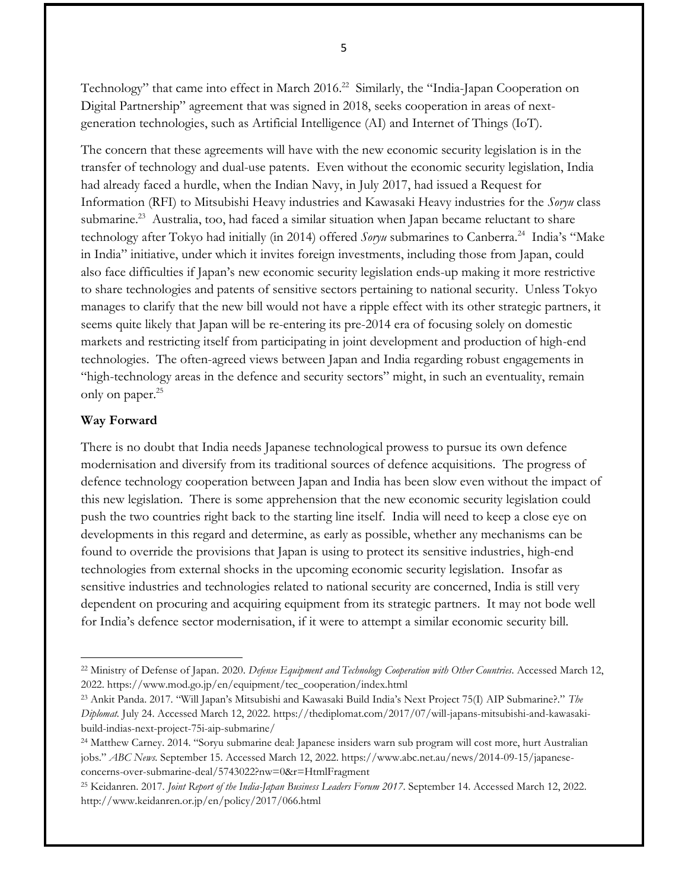Technology" that came into effect in March 2016.[22] Similarly, the "India-Japan Cooperation on Digital Partnership" agreement that was signed in 2018, seeks cooperation in areas of next-generation technologies, such as Artificial Intelligence (AI) and Internet of Things (IoT).

The concern that these agreements will have with the new economic security legislation is in the transfer of technology and dual-use patents. Even without the economic security legislation, India had already faced a hurdle, when the Indian Navy, in July 2017, had issued a Request for Information (RFI) to Mitsubishi Heavy industries and Kawasaki Heavy industries for the *Soryu* class submarine.[23] Australia, too, had faced a similar situation when Japan became reluctant to share technology after Tokyo had initially (in 2014) offered *Soryu* submarines to Canberra.[24] India's "Make in India" initiative, under which it invites foreign investments, including those from Japan, could also face difficulties if Japan's new economic security legislation ends-up making it more restrictive to share technologies and patents of sensitive sectors pertaining to national security. Unless Tokyo manages to clarify that the new bill would not have a ripple effect with its other strategic partners, it seems quite likely that Japan will be re-entering its pre-2014 era of focusing solely on domestic markets and restricting itself from participating in joint development and production of high-end technologies. The often-agreed views between Japan and India regarding robust engagements in "high-technology areas in the defence and security sectors" might, in such an eventuality, remain only on paper.[25]

**Way Forward**

There is no doubt that India needs Japanese technological prowess to pursue its own defence modernisation and diversify from its traditional sources of defence acquisitions. The progress of defence technology cooperation between Japan and India has been slow even without the impact of this new legislation. There is some apprehension that the new economic security legislation could push the two countries right back to the starting line itself. India will need to keep a close eye on developments in this regard and determine, as early as possible, whether any mechanisms can be found to override the provisions that Japan is using to protect its sensitive industries, high-end technologies from external shocks in the upcoming economic security legislation. Insofar as sensitive industries and technologies related to national security are concerned, India is still very dependent on procuring and acquiring equipment from its strategic partners. It may not bode well for India's defence sector modernisation, if it were to attempt a similar economic security bill.

---

[22] Ministry of Defense of Japan. 2020. *Defense Equipment and Technology Cooperation with Other Countries*. Accessed March 12, 2022. https://www.mod.go.jp/en/equipment/tec_cooperation/index.html

[23] Ankit Panda. 2017. "Will Japan's Mitsubishi and Kawasaki Build India's Next Project 75(I) AIP Submarine?." *The Diplomat*. July 24. Accessed March 12, 2022. https://thediplomat.com/2017/07/will-japans-mitsubishi-and-kawasaki-build-indias-next-project-75i-aip-submarine/

[24] Matthew Carney. 2014. "Soryu submarine deal: Japanese insiders warn sub program will cost more, hurt Australian jobs." *ABC News*. September 15. Accessed March 12, 2022. https://www.abc.net.au/news/2014-09-15/japanese-concerns-over-submarine-deal/5743022?nw=0&r=HtmlFragment

[25] Keidanren. 2017. *Joint Report of the India-Japan Business Leaders Forum 2017*. September 14. Accessed March 12, 2022. http://www.keidanren.or.jp/en/policy/2017/066.html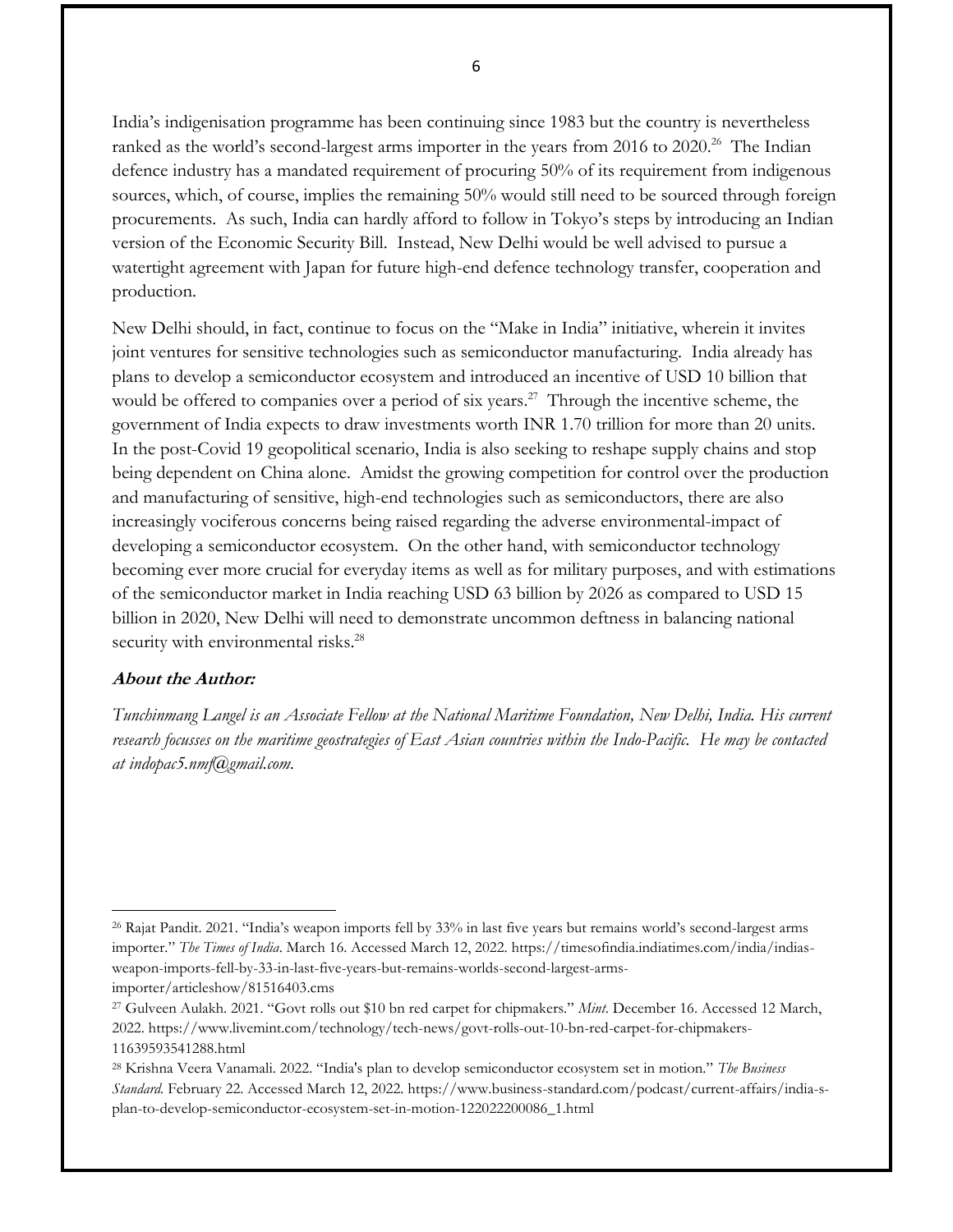India's indigenisation programme has been continuing since 1983 but the country is nevertheless ranked as the world's second-largest arms importer in the years from 2016 to 2020.[26] The Indian defence industry has a mandated requirement of procuring 50% of its requirement from indigenous sources, which, of course, implies the remaining 50% would still need to be sourced through foreign procurements. As such, India can hardly afford to follow in Tokyo's steps by introducing an Indian version of the Economic Security Bill. Instead, New Delhi would be well advised to pursue a watertight agreement with Japan for future high-end defence technology transfer, cooperation and production.

New Delhi should, in fact, continue to focus on the "Make in India" initiative, wherein it invites joint ventures for sensitive technologies such as semiconductor manufacturing. India already has plans to develop a semiconductor ecosystem and introduced an incentive of USD 10 billion that would be offered to companies over a period of six years.[27] Through the incentive scheme, the government of India expects to draw investments worth INR 1.70 trillion for more than 20 units. In the post-Covid 19 geopolitical scenario, India is also seeking to reshape supply chains and stop being dependent on China alone. Amidst the growing competition for control over the production and manufacturing of sensitive, high-end technologies such as semiconductors, there are also increasingly vociferous concerns being raised regarding the adverse environmental-impact of developing a semiconductor ecosystem. On the other hand, with semiconductor technology becoming ever more crucial for everyday items as well as for military purposes, and with estimations of the semiconductor market in India reaching USD 63 billion by 2026 as compared to USD 15 billion in 2020, New Delhi will need to demonstrate uncommon deftness in balancing national security with environmental risks.[28]

**About the Author:**

*Tunchinmang Langel is an Associate Fellow at the National Maritime Foundation, New Delhi, India. His current research focusses on the maritime geostrategies of East Asian countries within the Indo-Pacific. He may be contacted at indopac5.nmf@gmail.com.*

---

[26] Rajat Pandit. 2021. "India's weapon imports fell by 33% in last five years but remains world's second-largest arms importer." *The Times of India*. March 16. Accessed March 12, 2022. https://timesofindia.indiatimes.com/india/indias-weapon-imports-fell-by-33-in-last-five-years-but-remains-worlds-second-largest-arms-importer/articleshow/81516403.cms

[27] Gulveen Aulakh. 2021. "Govt rolls out $10 bn red carpet for chipmakers." *Mint*. December 16. Accessed 12 March, 2022. https://www.livemint.com/technology/tech-news/govt-rolls-out-10-bn-red-carpet-for-chipmakers-11639593541288.html

[28] Krishna Veera Vanamali. 2022. "India's plan to develop semiconductor ecosystem set in motion." *The Business Standard*. February 22. Accessed March 12, 2022. https://www.business-standard.com/podcast/current-affairs/india-s-plan-to-develop-semiconductor-ecosystem-set-in-motion-122022200086_1.html